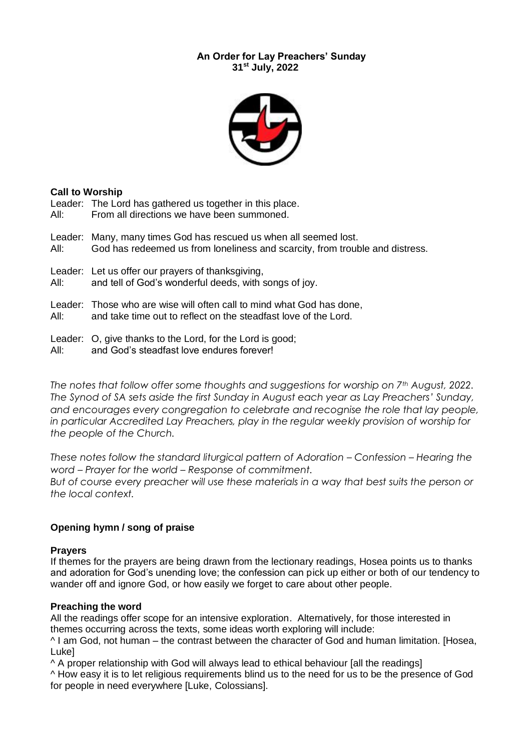**An Order for Lay Preachers' Sunday**
**31st July, 2022**

## Call to Worship

Leader: The Lord has gathered us together in this place.
All: From all directions we have been summoned.

Leader: Many, many times God has rescued us when all seemed lost.
All: God has redeemed us from loneliness and scarcity, from trouble and distress.

Leader: Let us offer our prayers of thanksgiving,
All: and tell of God's wonderful deeds, with songs of joy.

Leader: Those who are wise will often call to mind what God has done,
All: and take time out to reflect on the steadfast love of the Lord.

Leader: O, give thanks to the Lord, for the Lord is good;
All: and God's steadfast love endures forever!

*The notes that follow offer some thoughts and suggestions for worship on 7th August, 2022. The Synod of SA sets aside the first Sunday in August each year as Lay Preachers' Sunday, and encourages every congregation to celebrate and recognise the role that lay people, in particular Accredited Lay Preachers, play in the regular weekly provision of worship for the people of the Church.*

*These notes follow the standard liturgical pattern of Adoration – Confession – Hearing the word – Prayer for the world – Response of commitment.*
*But of course every preacher will use these materials in a way that best suits the person or the local context.*

## Opening hymn / song of praise

## Prayers

If themes for the prayers are being drawn from the lectionary readings, Hosea points us to thanks and adoration for God's unending love; the confession can pick up either or both of our tendency to wander off and ignore God, or how easily we forget to care about other people.

## Preaching the word

All the readings offer scope for an intensive exploration. Alternatively, for those interested in themes occurring across the texts, some ideas worth exploring will include:

^ I am God, not human – the contrast between the character of God and human limitation. [Hosea, Luke]

^ A proper relationship with God will always lead to ethical behaviour [all the readings]

^ How easy it is to let religious requirements blind us to the need for us to be the presence of God for people in need everywhere [Luke, Colossians].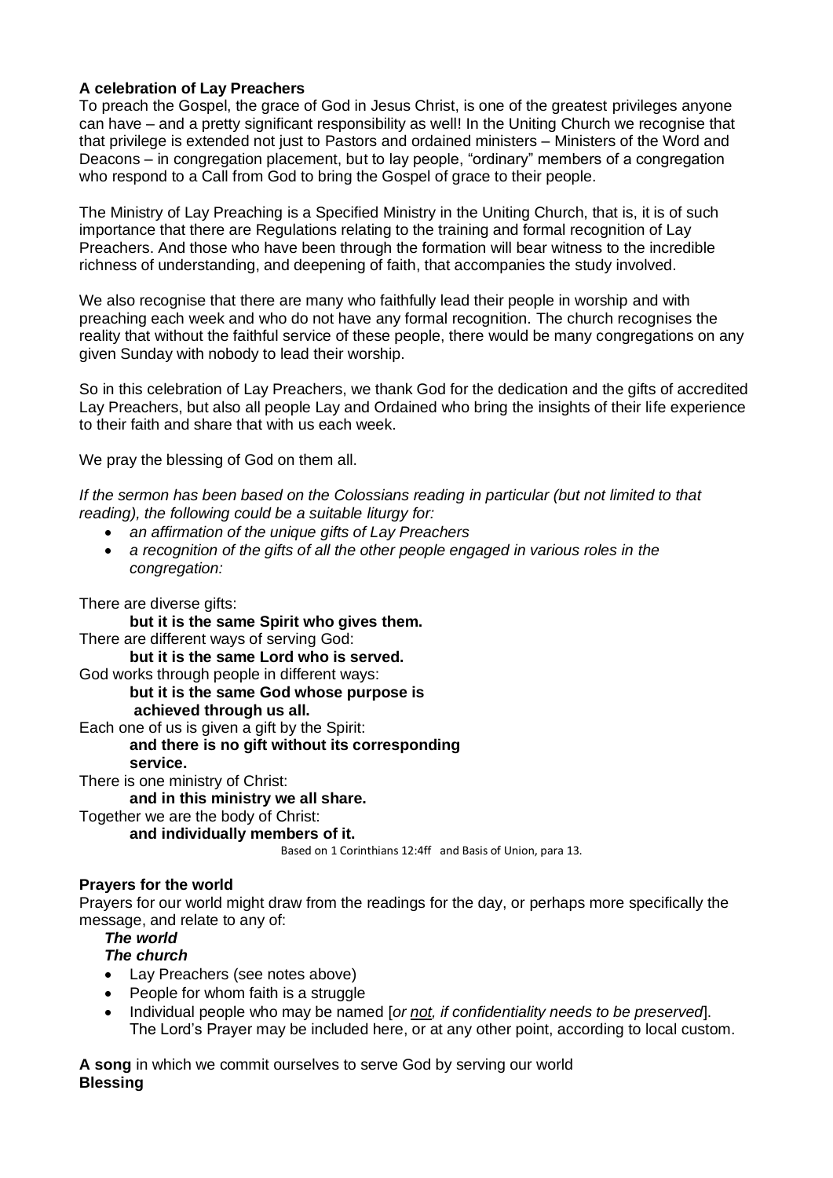**A celebration of Lay Preachers**

To preach the Gospel, the grace of God in Jesus Christ, is one of the greatest privileges anyone can have – and a pretty significant responsibility as well! In the Uniting Church we recognise that that privilege is extended not just to Pastors and ordained ministers – Ministers of the Word and Deacons – in congregation placement, but to lay people, "ordinary" members of a congregation who respond to a Call from God to bring the Gospel of grace to their people.

The Ministry of Lay Preaching is a Specified Ministry in the Uniting Church, that is, it is of such importance that there are Regulations relating to the training and formal recognition of Lay Preachers. And those who have been through the formation will bear witness to the incredible richness of understanding, and deepening of faith, that accompanies the study involved.

We also recognise that there are many who faithfully lead their people in worship and with preaching each week and who do not have any formal recognition. The church recognises the reality that without the faithful service of these people, there would be many congregations on any given Sunday with nobody to lead their worship.

So in this celebration of Lay Preachers, we thank God for the dedication and the gifts of accredited Lay Preachers, but also all people Lay and Ordained who bring the insights of their life experience to their faith and share that with us each week.

We pray the blessing of God on them all.

*If the sermon has been based on the Colossians reading in particular (but not limited to that reading), the following could be a suitable liturgy for:*

- *an affirmation of the unique gifts of Lay Preachers*
- *a recognition of the gifts of all the other people engaged in various roles in the congregation:*

There are diverse gifts:
**but it is the same Spirit who gives them.**
There are different ways of serving God:
**but it is the same Lord who is served.**
God works through people in different ways:
**but it is the same God whose purpose is achieved through us all.**
Each one of us is given a gift by the Spirit:
**and there is no gift without its corresponding service.**
There is one ministry of Christ:
**and in this ministry we all share.**
Together we are the body of Christ:
**and individually members of it.**

Based on 1 Corinthians 12:4ff and Basis of Union, para 13.

**Prayers for the world**

Prayers for our world might draw from the readings for the day, or perhaps more specifically the message, and relate to any of:

***The world***
***The church***

- Lay Preachers (see notes above)
- People for whom faith is a struggle
- Individual people who may be named [*or not, if confidentiality needs to be preserved*].
  The Lord's Prayer may be included here, or at any other point, according to local custom.

**A song** in which we commit ourselves to serve God by serving our world
**Blessing**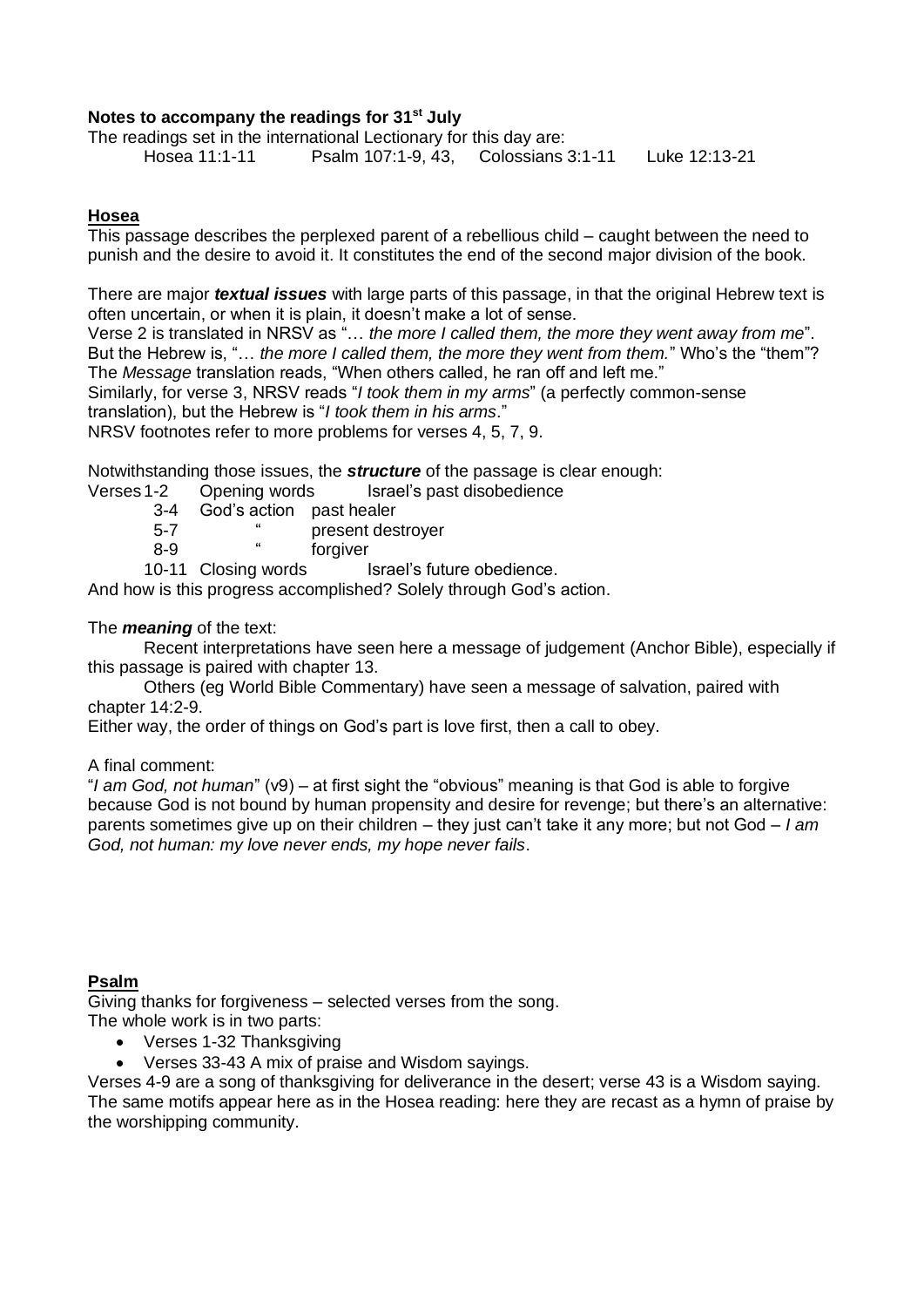**Notes to accompany the readings for 31st July**

The readings set in the international Lectionary for this day are:

Hosea 11:1-11  Psalm 107:1-9, 43,  Colossians 3:1-11  Luke 12:13-21

## Hosea

This passage describes the perplexed parent of a rebellious child – caught between the need to punish and the desire to avoid it. It constitutes the end of the second major division of the book.

There are major ***textual issues*** with large parts of this passage, in that the original Hebrew text is often uncertain, or when it is plain, it doesn't make a lot of sense.
Verse 2 is translated in NRSV as "*… the more I called them, the more they went away from me*". But the Hebrew is, "*… the more I called them, the more they went from them.*" Who's the "them"? The *Message* translation reads, "When others called, he ran off and left me."
Similarly, for verse 3, NRSV reads "*I took them in my arms*" (a perfectly common-sense translation), but the Hebrew is "*I took them in his arms*."
NRSV footnotes refer to more problems for verses 4, 5, 7, 9.

Notwithstanding those issues, the ***structure*** of the passage is clear enough:

| Verses | | |
|---|---|---|
| 1-2 | Opening words | Israel's past disobedience |
| 3-4 | God's action | past healer |
| 5-7 | " | present destroyer |
| 8-9 | " | forgiver |
| 10-11 | Closing words | Israel's future obedience. |

And how is this progress accomplished? Solely through God's action.

The ***meaning*** of the text:

Recent interpretations have seen here a message of judgement (Anchor Bible), especially if this passage is paired with chapter 13.

Others (eg World Bible Commentary) have seen a message of salvation, paired with chapter 14:2-9.

Either way, the order of things on God's part is love first, then a call to obey.

A final comment:
"*I am God, not human*" (v9) – at first sight the "obvious" meaning is that God is able to forgive because God is not bound by human propensity and desire for revenge; but there's an alternative: parents sometimes give up on their children – they just can't take it any more; but not God – *I am God, not human: my love never ends, my hope never fails*.

## Psalm

Giving thanks for forgiveness – selected verses from the song.
The whole work is in two parts:

- Verses 1-32 Thanksgiving
- Verses 33-43 A mix of praise and Wisdom sayings.

Verses 4-9 are a song of thanksgiving for deliverance in the desert; verse 43 is a Wisdom saying. The same motifs appear here as in the Hosea reading: here they are recast as a hymn of praise by the worshipping community.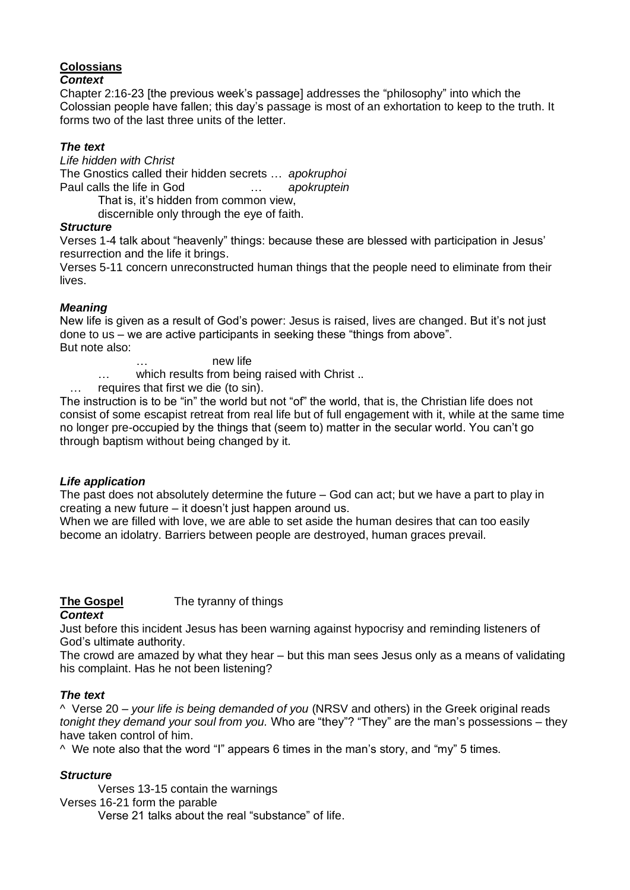**Colossians**

***Context***

Chapter 2:16-23 [the previous week's passage] addresses the "philosophy" into which the Colossian people have fallen; this day's passage is most of an exhortation to keep to the truth. It forms two of the last three units of the letter.

***The text***

*Life hidden with Christ*

The Gnostics called their hidden secrets … *apokruphoi*

Paul calls the life in God … *apokruptein*

That is, it's hidden from common view,

discernible only through the eye of faith.

***Structure***

Verses 1-4 talk about "heavenly" things: because these are blessed with participation in Jesus' resurrection and the life it brings.

Verses 5-11 concern unreconstructed human things that the people need to eliminate from their lives.

***Meaning***

New life is given as a result of God's power: Jesus is raised, lives are changed. But it's not just done to us – we are active participants in seeking these "things from above".

But note also:

… new life

… which results from being raised with Christ ..

… requires that first we die (to sin).

The instruction is to be "in" the world but not "of" the world, that is, the Christian life does not consist of some escapist retreat from real life but of full engagement with it, while at the same time no longer pre-occupied by the things that (seem to) matter in the secular world. You can't go through baptism without being changed by it.

***Life application***

The past does not absolutely determine the future – God can act; but we have a part to play in creating a new future – it doesn't just happen around us.

When we are filled with love, we are able to set aside the human desires that can too easily become an idolatry. Barriers between people are destroyed, human graces prevail.

**The Gospel** The tyranny of things

***Context***

Just before this incident Jesus has been warning against hypocrisy and reminding listeners of God's ultimate authority.

The crowd are amazed by what they hear – but this man sees Jesus only as a means of validating his complaint. Has he not been listening?

***The text***

^ Verse 20 – *your life is being demanded of you* (NRSV and others) in the Greek original reads *tonight they demand your soul from you.* Who are "they"? "They" are the man's possessions – they have taken control of him.

^ We note also that the word "I" appears 6 times in the man's story, and "my" 5 times.

***Structure***

Verses 13-15 contain the warnings

Verses 16-21 form the parable

Verse 21 talks about the real "substance" of life.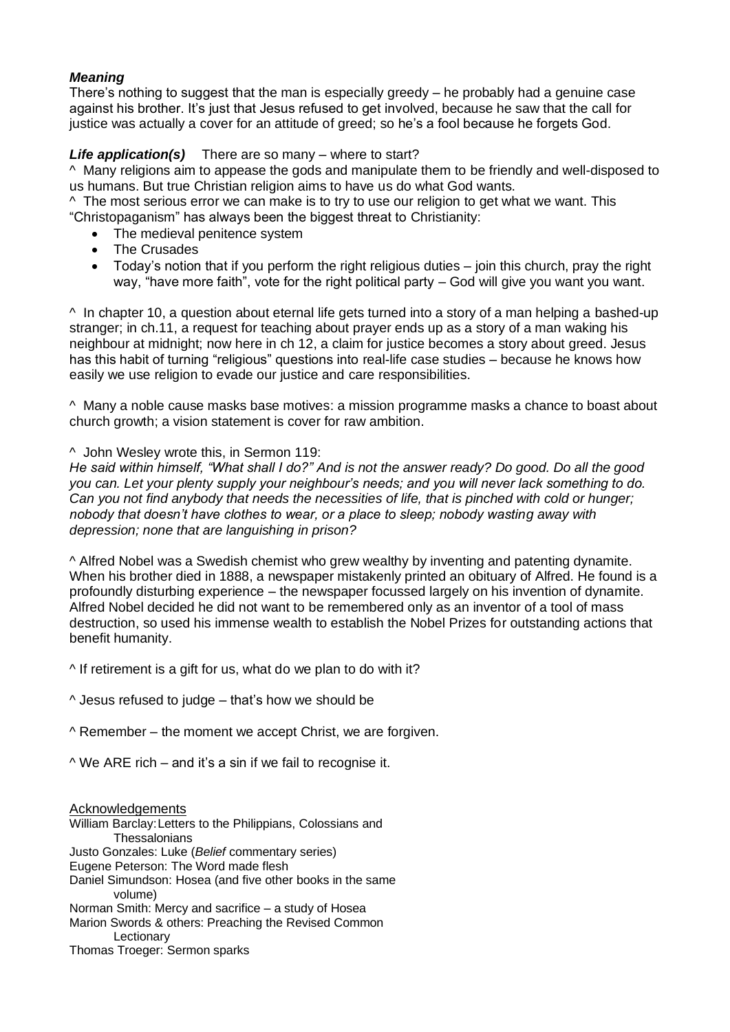***Meaning***

There's nothing to suggest that the man is especially greedy – he probably had a genuine case against his brother. It's just that Jesus refused to get involved, because he saw that the call for justice was actually a cover for an attitude of greed; so he's a fool because he forgets God.

***Life application(s)*** There are so many – where to start?

^ Many religions aim to appease the gods and manipulate them to be friendly and well-disposed to us humans. But true Christian religion aims to have us do what God wants.

^ The most serious error we can make is to try to use our religion to get what we want. This "Christopaganism" has always been the biggest threat to Christianity:

- The medieval penitence system
- The Crusades
- Today's notion that if you perform the right religious duties – join this church, pray the right way, "have more faith", vote for the right political party – God will give you want you want.

^ In chapter 10, a question about eternal life gets turned into a story of a man helping a bashed-up stranger; in ch.11, a request for teaching about prayer ends up as a story of a man waking his neighbour at midnight; now here in ch 12, a claim for justice becomes a story about greed. Jesus has this habit of turning "religious" questions into real-life case studies – because he knows how easily we use religion to evade our justice and care responsibilities.

^ Many a noble cause masks base motives: a mission programme masks a chance to boast about church growth; a vision statement is cover for raw ambition.

^ John Wesley wrote this, in Sermon 119:
*He said within himself, "What shall I do?" And is not the answer ready? Do good. Do all the good you can. Let your plenty supply your neighbour's needs; and you will never lack something to do. Can you not find anybody that needs the necessities of life, that is pinched with cold or hunger; nobody that doesn't have clothes to wear, or a place to sleep; nobody wasting away with depression; none that are languishing in prison?*

^ Alfred Nobel was a Swedish chemist who grew wealthy by inventing and patenting dynamite. When his brother died in 1888, a newspaper mistakenly printed an obituary of Alfred. He found is a profoundly disturbing experience – the newspaper focussed largely on his invention of dynamite. Alfred Nobel decided he did not want to be remembered only as an inventor of a tool of mass destruction, so used his immense wealth to establish the Nobel Prizes for outstanding actions that benefit humanity.

^ If retirement is a gift for us, what do we plan to do with it?

^ Jesus refused to judge – that's how we should be

^ Remember – the moment we accept Christ, we are forgiven.

^ We ARE rich – and it's a sin if we fail to recognise it.

Acknowledgements

William Barclay: Letters to the Philippians, Colossians and Thessalonians
Justo Gonzales: Luke (*Belief* commentary series)
Eugene Peterson: The Word made flesh
Daniel Simundson: Hosea (and five other books in the same volume)
Norman Smith: Mercy and sacrifice – a study of Hosea
Marion Swords & others: Preaching the Revised Common Lectionary
Thomas Troeger: Sermon sparks